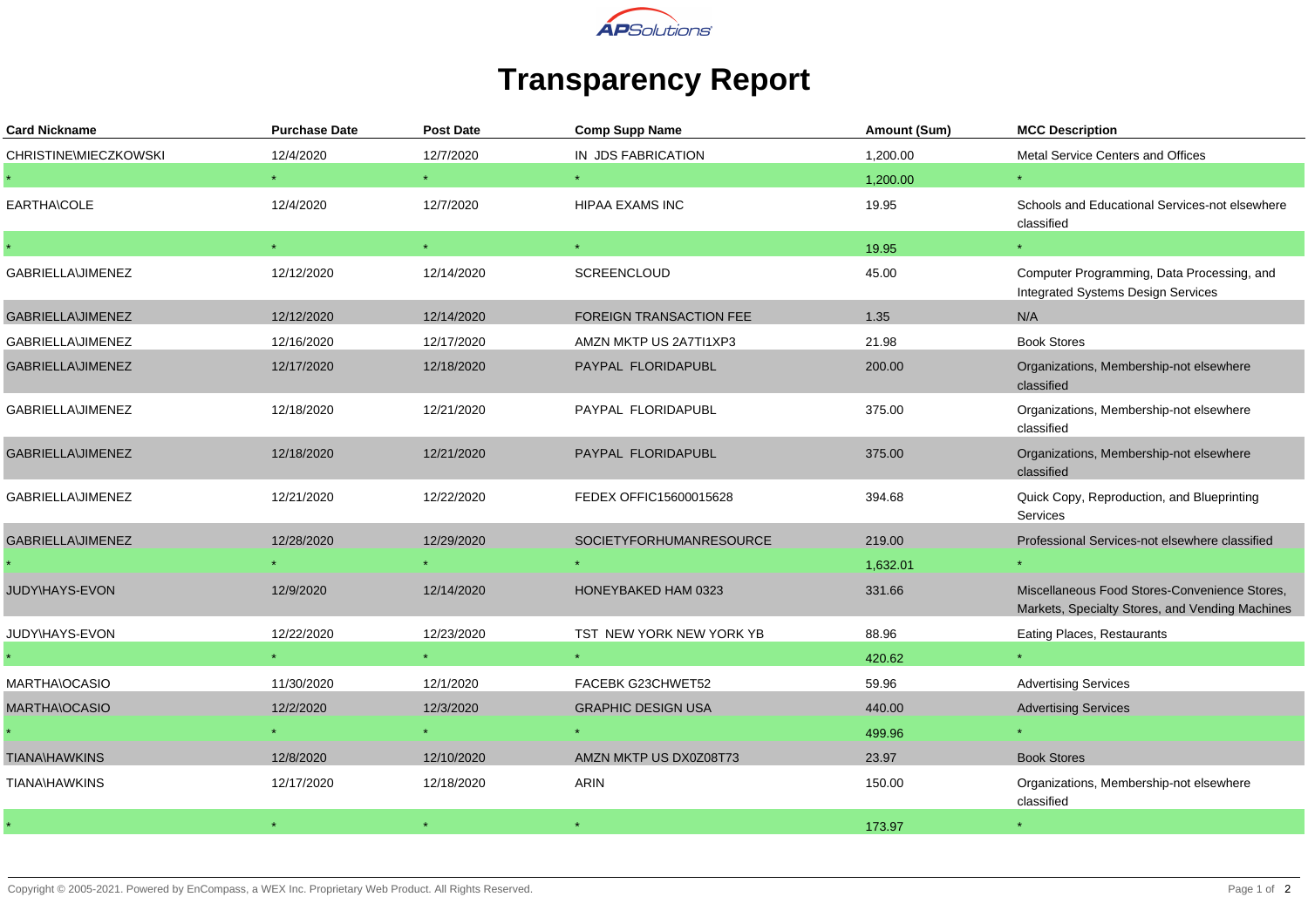# Transparency Report

| Card Nickname | Purchase Date | Post Date | Comp Supp Name | Amount (Sum) | MCC Description |
|---|---|---|---|---|---|
| CHRISTINE\MIECZKOWSKI | 12/4/2020 | 12/7/2020 | IN JDS FABRICATION | 1,200.00 | Metal Service Centers and Offices |
| * | * | * | * | 1,200.00 | * |
| EARTHA\COLE | 12/4/2020 | 12/7/2020 | HIPAA EXAMS INC | 19.95 | Schools and Educational Services-not elsewhere classified |
| * | * | * | * | 19.95 | * |
| GABRIELLA\JIMENEZ | 12/12/2020 | 12/14/2020 | SCREENCLOUD | 45.00 | Computer Programming, Data Processing, and Integrated Systems Design Services |
| GABRIELLA\JIMENEZ | 12/12/2020 | 12/14/2020 | FOREIGN TRANSACTION FEE | 1.35 | N/A |
| GABRIELLA\JIMENEZ | 12/16/2020 | 12/17/2020 | AMZN MKTP US 2A7TI1XP3 | 21.98 | Book Stores |
| GABRIELLA\JIMENEZ | 12/17/2020 | 12/18/2020 | PAYPAL FLORIDAPUBL | 200.00 | Organizations, Membership-not elsewhere classified |
| GABRIELLA\JIMENEZ | 12/18/2020 | 12/21/2020 | PAYPAL FLORIDAPUBL | 375.00 | Organizations, Membership-not elsewhere classified |
| GABRIELLA\JIMENEZ | 12/18/2020 | 12/21/2020 | PAYPAL FLORIDAPUBL | 375.00 | Organizations, Membership-not elsewhere classified |
| GABRIELLA\JIMENEZ | 12/21/2020 | 12/22/2020 | FEDEX OFFIC15600015628 | 394.68 | Quick Copy, Reproduction, and Blueprinting Services |
| GABRIELLA\JIMENEZ | 12/28/2020 | 12/29/2020 | SOCIETYFORHUMANRESOURCE | 219.00 | Professional Services-not elsewhere classified |
| * | * | * | * | 1,632.01 | * |
| JUDY\HAYS-EVON | 12/9/2020 | 12/14/2020 | HONEYBAKED HAM 0323 | 331.66 | Miscellaneous Food Stores-Convenience Stores, Markets, Specialty Stores, and Vending Machines |
| JUDY\HAYS-EVON | 12/22/2020 | 12/23/2020 | TST NEW YORK NEW YORK YB | 88.96 | Eating Places, Restaurants |
| * | * | * | * | 420.62 | * |
| MARTHA\OCASIO | 11/30/2020 | 12/1/2020 | FACEBK G23CHWET52 | 59.96 | Advertising Services |
| MARTHA\OCASIO | 12/2/2020 | 12/3/2020 | GRAPHIC DESIGN USA | 440.00 | Advertising Services |
| * | * | * | * | 499.96 | * |
| TIANA\HAWKINS | 12/8/2020 | 12/10/2020 | AMZN MKTP US DX0Z08T73 | 23.97 | Book Stores |
| TIANA\HAWKINS | 12/17/2020 | 12/18/2020 | ARIN | 150.00 | Organizations, Membership-not elsewhere classified |
| * | * | * | * | 173.97 | * |

Copyright © 2005-2021. Powered by EnCompass, a WEX Inc. Proprietary Web Product. All Rights Reserved.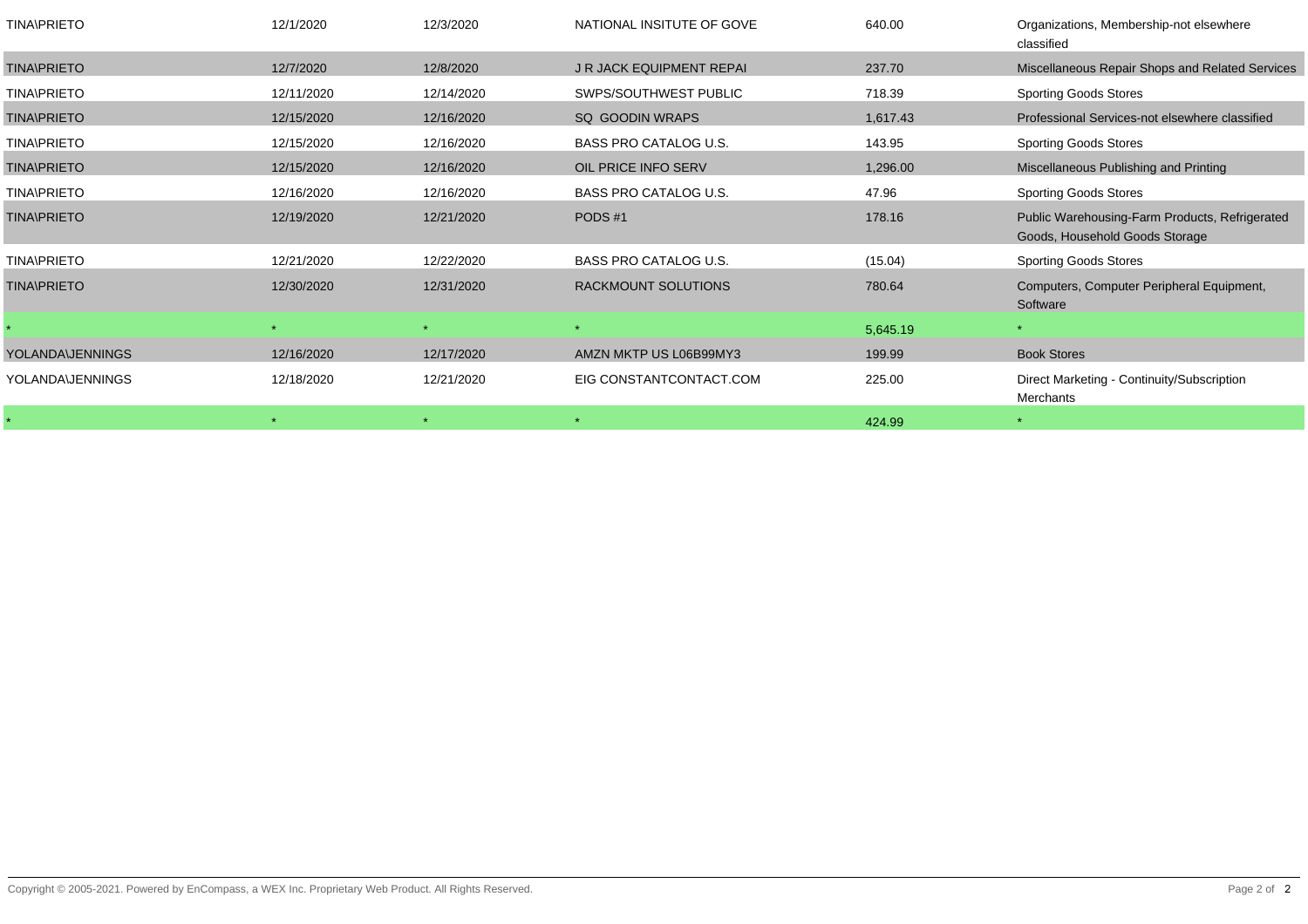| | | | | | |
|---|---|---|---|---|---|
| TINA\PRIETO | 12/1/2020 | 12/3/2020 | NATIONAL INSITUTE OF GOVE | 640.00 | Organizations, Membership-not elsewhere classified |
| TINA\PRIETO | 12/7/2020 | 12/8/2020 | J R JACK EQUIPMENT REPAI | 237.70 | Miscellaneous Repair Shops and Related Services |
| TINA\PRIETO | 12/11/2020 | 12/14/2020 | SWPS/SOUTHWEST PUBLIC | 718.39 | Sporting Goods Stores |
| TINA\PRIETO | 12/15/2020 | 12/16/2020 | SQ GOODIN WRAPS | 1,617.43 | Professional Services-not elsewhere classified |
| TINA\PRIETO | 12/15/2020 | 12/16/2020 | BASS PRO CATALOG U.S. | 143.95 | Sporting Goods Stores |
| TINA\PRIETO | 12/15/2020 | 12/16/2020 | OIL PRICE INFO SERV | 1,296.00 | Miscellaneous Publishing and Printing |
| TINA\PRIETO | 12/16/2020 | 12/16/2020 | BASS PRO CATALOG U.S. | 47.96 | Sporting Goods Stores |
| TINA\PRIETO | 12/19/2020 | 12/21/2020 | PODS #1 | 178.16 | Public Warehousing-Farm Products, Refrigerated Goods, Household Goods Storage |
| TINA\PRIETO | 12/21/2020 | 12/22/2020 | BASS PRO CATALOG U.S. | (15.04) | Sporting Goods Stores |
| TINA\PRIETO | 12/30/2020 | 12/31/2020 | RACKMOUNT SOLUTIONS | 780.64 | Computers, Computer Peripheral Equipment, Software |
| * | * | * | * | 5,645.19 | * |
| YOLANDA\JENNINGS | 12/16/2020 | 12/17/2020 | AMZN MKTP US L06B99MY3 | 199.99 | Book Stores |
| YOLANDA\JENNINGS | 12/18/2020 | 12/21/2020 | EIG CONSTANTCONTACT.COM | 225.00 | Direct Marketing - Continuity/Subscription Merchants |
| * | * | * | * | 424.99 | * |

Copyright © 2005-2021. Powered by EnCompass, a WEX Inc. Proprietary Web Product. All Rights Reserved.